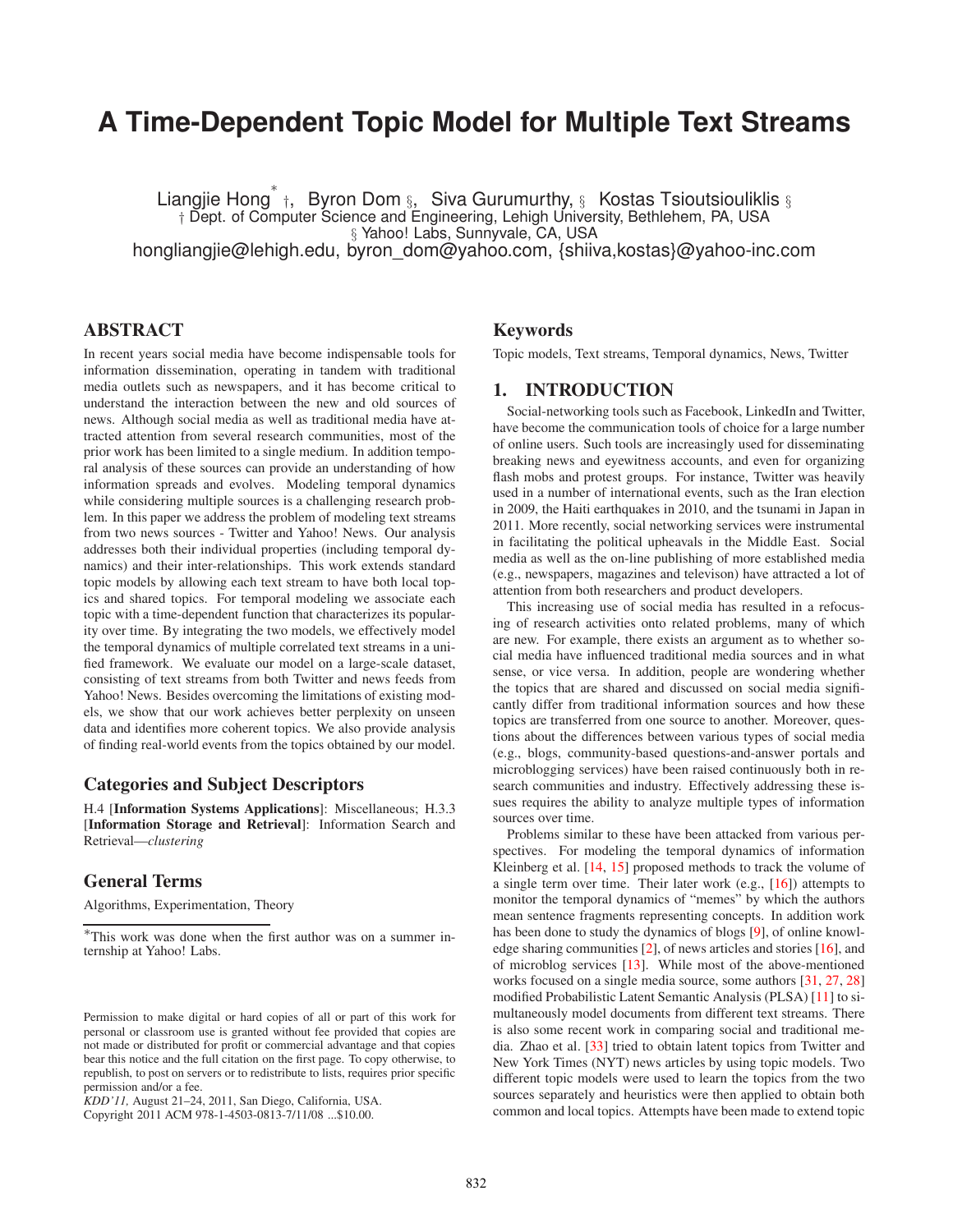# A Time-Dependent Topic Model for Multiple Text Streams

Liangjie Hong[*] †, Byron Dom §, Siva Gurumurthy, § Kostas Tsioutsiouliklis §

† Dept. of Computer Science and Engineering, Lehigh University, Bethlehem, PA, USA

§ Yahoo! Labs, Sunnyvale, CA, USA

hongliangjie@lehigh.edu, byron_dom@yahoo.com, {shiiva,kostas}@yahoo-inc.com

## ABSTRACT

In recent years social media have become indispensable tools for information dissemination, operating in tandem with traditional media outlets such as newspapers, and it has become critical to understand the interaction between the new and old sources of news. Although social media as well as traditional media have attracted attention from several research communities, most of the prior work has been limited to a single medium. In addition temporal analysis of these sources can provide an understanding of how information spreads and evolves. Modeling temporal dynamics while considering multiple sources is a challenging research problem. In this paper we address the problem of modeling text streams from two news sources - Twitter and Yahoo! News. Our analysis addresses both their individual properties (including temporal dynamics) and their inter-relationships. This work extends standard topic models by allowing each text stream to have both local topics and shared topics. For temporal modeling we associate each topic with a time-dependent function that characterizes its popularity over time. By integrating the two models, we effectively model the temporal dynamics of multiple correlated text streams in a unified framework. We evaluate our model on a large-scale dataset, consisting of text streams from both Twitter and news feeds from Yahoo! News. Besides overcoming the limitations of existing models, we show that our work achieves better perplexity on unseen data and identifies more coherent topics. We also provide analysis of finding real-world events from the topics obtained by our model.

## Categories and Subject Descriptors

H.4 [**Information Systems Applications**]: Miscellaneous; H.3.3 [**Information Storage and Retrieval**]: Information Search and Retrieval—*clustering*

## General Terms

Algorithms, Experimentation, Theory

[*]This work was done when the first author was on a summer internship at Yahoo! Labs.

Permission to make digital or hard copies of all or part of this work for personal or classroom use is granted without fee provided that copies are not made or distributed for profit or commercial advantage and that copies bear this notice and the full citation on the first page. To copy otherwise, to republish, to post on servers or to redistribute to lists, requires prior specific permission and/or a fee.
*KDD'11,* August 21–24, 2011, San Diego, California, USA.
Copyright 2011 ACM 978-1-4503-0813-7/11/08 ...$10.00.

## Keywords

Topic models, Text streams, Temporal dynamics, News, Twitter

## 1. INTRODUCTION

Social-networking tools such as Facebook, LinkedIn and Twitter, have become the communication tools of choice for a large number of online users. Such tools are increasingly used for disseminating breaking news and eyewitness accounts, and even for organizing flash mobs and protest groups. For instance, Twitter was heavily used in a number of international events, such as the Iran election in 2009, the Haiti earthquakes in 2010, and the tsunami in Japan in 2011. More recently, social networking services were instrumental in facilitating the political upheavals in the Middle East. Social media as well as the on-line publishing of more established media (e.g., newspapers, magazines and televison) have attracted a lot of attention from both researchers and product developers.

This increasing use of social media has resulted in a refocusing of research activities onto related problems, many of which are new. For example, there exists an argument as to whether social media have influenced traditional media sources and in what sense, or vice versa. In addition, people are wondering whether the topics that are shared and discussed on social media significantly differ from traditional information sources and how these topics are transferred from one source to another. Moreover, questions about the differences between various types of social media (e.g., blogs, community-based questions-and-answer portals and microblogging services) have been raised continuously both in research communities and industry. Effectively addressing these issues requires the ability to analyze multiple types of information sources over time.

Problems similar to these have been attacked from various perspectives. For modeling the temporal dynamics of information Kleinberg et al. [14, 15] proposed methods to track the volume of a single term over time. Their later work (e.g., [16]) attempts to monitor the temporal dynamics of "memes" by which the authors mean sentence fragments representing concepts. In addition work has been done to study the dynamics of blogs [9], of online knowledge sharing communities [2], of news articles and stories [16], and of microblog services [13]. While most of the above-mentioned works focused on a single media source, some authors [31, 27, 28] modified Probabilistic Latent Semantic Analysis (PLSA) [11] to simultaneously model documents from different text streams. There is also some recent work in comparing social and traditional media. Zhao et al. [33] tried to obtain latent topics from Twitter and New York Times (NYT) news articles by using topic models. Two different topic models were used to learn the topics from the two sources separately and heuristics were then applied to obtain both common and local topics. Attempts have been made to extend topic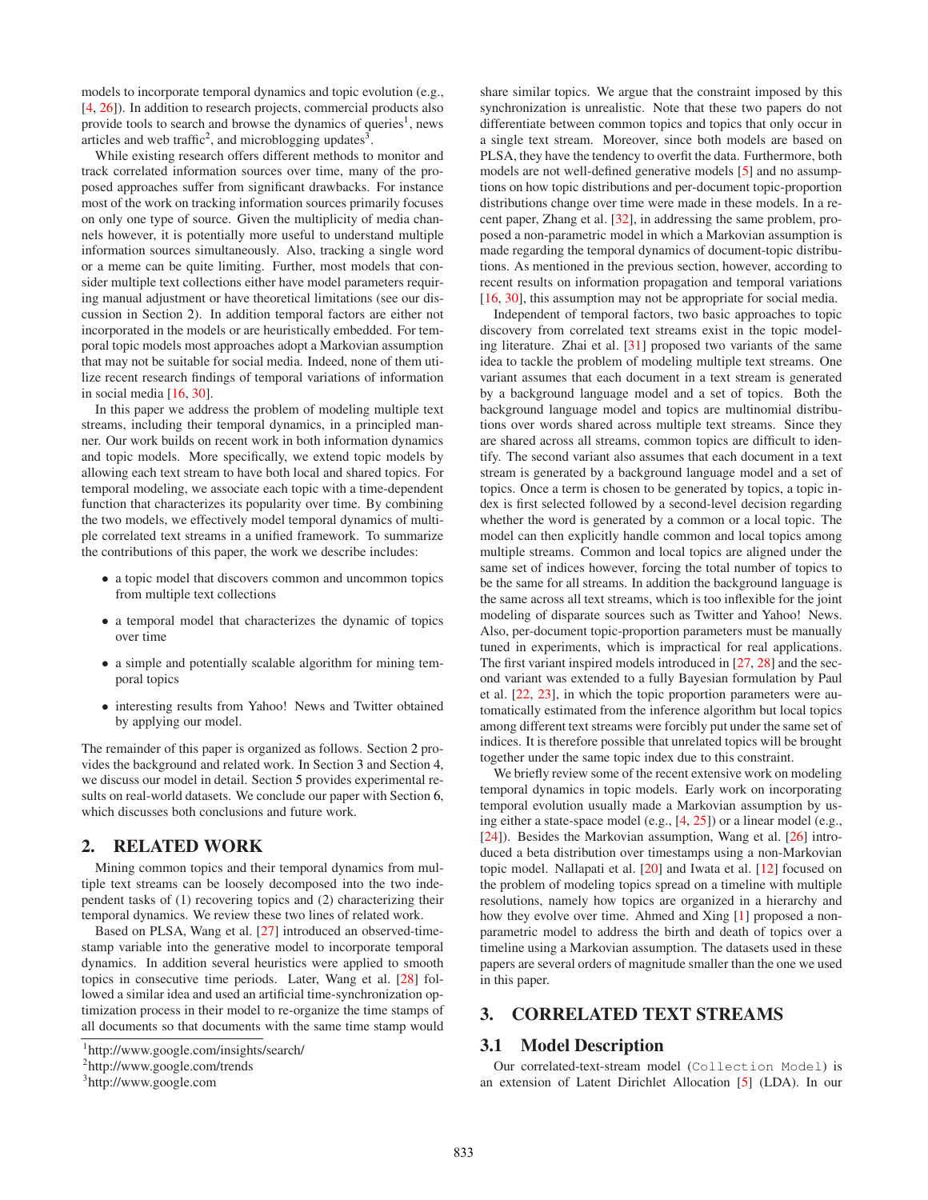models to incorporate temporal dynamics and topic evolution (e.g., [4, 26]). In addition to research projects, commercial products also provide tools to search and browse the dynamics of queries[1], news articles and web traffic[2], and microblogging updates[3].

While existing research offers different methods to monitor and track correlated information sources over time, many of the proposed approaches suffer from significant drawbacks. For instance most of the work on tracking information sources primarily focuses on only one type of source. Given the multiplicity of media channels however, it is potentially more useful to understand multiple information sources simultaneously. Also, tracking a single word or a meme can be quite limiting. Further, most models that consider multiple text collections either have model parameters requiring manual adjustment or have theoretical limitations (see our discussion in Section 2). In addition temporal factors are either not incorporated in the models or are heuristically embedded. For temporal topic models most approaches adopt a Markovian assumption that may not be suitable for social media. Indeed, none of them utilize recent research findings of temporal variations of information in social media [16, 30].

In this paper we address the problem of modeling multiple text streams, including their temporal dynamics, in a principled manner. Our work builds on recent work in both information dynamics and topic models. More specifically, we extend topic models by allowing each text stream to have both local and shared topics. For temporal modeling, we associate each topic with a time-dependent function that characterizes its popularity over time. By combining the two models, we effectively model temporal dynamics of multiple correlated text streams in a unified framework. To summarize the contributions of this paper, the work we describe includes:

- a topic model that discovers common and uncommon topics from multiple text collections
- a temporal model that characterizes the dynamic of topics over time
- a simple and potentially scalable algorithm for mining temporal topics
- interesting results from Yahoo! News and Twitter obtained by applying our model.

The remainder of this paper is organized as follows. Section 2 provides the background and related work. In Section 3 and Section 4, we discuss our model in detail. Section 5 provides experimental results on real-world datasets. We conclude our paper with Section 6, which discusses both conclusions and future work.

## 2. RELATED WORK

Mining common topics and their temporal dynamics from multiple text streams can be loosely decomposed into the two independent tasks of (1) recovering topics and (2) characterizing their temporal dynamics. We review these two lines of related work.

Based on PLSA, Wang et al. [27] introduced an observed-timestamp variable into the generative model to incorporate temporal dynamics. In addition several heuristics were applied to smooth topics in consecutive time periods. Later, Wang et al. [28] followed a similar idea and used an artificial time-synchronization optimization process in their model to re-organize the time stamps of all documents so that documents with the same time stamp would share similar topics. We argue that the constraint imposed by this synchronization is unrealistic. Note that these two papers do not differentiate between common topics and topics that only occur in a single text stream. Moreover, since both models are based on PLSA, they have the tendency to overfit the data. Furthermore, both models are not well-defined generative models [5] and no assumptions on how topic distributions and per-document topic-proportion distributions change over time were made in these models. In a recent paper, Zhang et al. [32], in addressing the same problem, proposed a non-parametric model in which a Markovian assumption is made regarding the temporal dynamics of document-topic distributions. As mentioned in the previous section, however, according to recent results on information propagation and temporal variations [16, 30], this assumption may not be appropriate for social media.

Independent of temporal factors, two basic approaches to topic discovery from correlated text streams exist in the topic modeling literature. Zhai et al. [31] proposed two variants of the same idea to tackle the problem of modeling multiple text streams. One variant assumes that each document in a text stream is generated by a background language model and a set of topics. Both the background language model and topics are multinomial distributions over words shared across multiple text streams. Since they are shared across all streams, common topics are difficult to identify. The second variant also assumes that each document in a text stream is generated by a background language model and a set of topics. Once a term is chosen to be generated by topics, a topic index is first selected followed by a second-level decision regarding whether the word is generated by a common or a local topic. The model can then explicitly handle common and local topics among multiple streams. Common and local topics are aligned under the same set of indices however, forcing the total number of topics to be the same for all streams. In addition the background language is the same across all text streams, which is too inflexible for the joint modeling of disparate sources such as Twitter and Yahoo! News. Also, per-document topic-proportion parameters must be manually tuned in experiments, which is impractical for real applications. The first variant inspired models introduced in [27, 28] and the second variant was extended to a fully Bayesian formulation by Paul et al. [22, 23], in which the topic proportion parameters were automatically estimated from the inference algorithm but local topics among different text streams were forcibly put under the same set of indices. It is therefore possible that unrelated topics will be brought together under the same topic index due to this constraint.

We briefly review some of the recent extensive work on modeling temporal dynamics in topic models. Early work on incorporating temporal evolution usually made a Markovian assumption by using either a state-space model (e.g., [4, 25]) or a linear model (e.g., [24]). Besides the Markovian assumption, Wang et al. [26] introduced a beta distribution over timestamps using a non-Markovian topic model. Nallapati et al. [20] and Iwata et al. [12] focused on the problem of modeling topics spread on a timeline with multiple resolutions, namely how topics are organized in a hierarchy and how they evolve over time. Ahmed and Xing [1] proposed a non-parametric model to address the birth and death of topics over a timeline using a Markovian assumption. The datasets used in these papers are several orders of magnitude smaller than the one we used in this paper.

## 3. CORRELATED TEXT STREAMS

### 3.1 Model Description

Our correlated-text-stream model (`Collection Model`) is an extension of Latent Dirichlet Allocation [5] (LDA). In our

[1] http://www.google.com/insights/search/

[2] http://www.google.com/trends

[3] http://www.google.com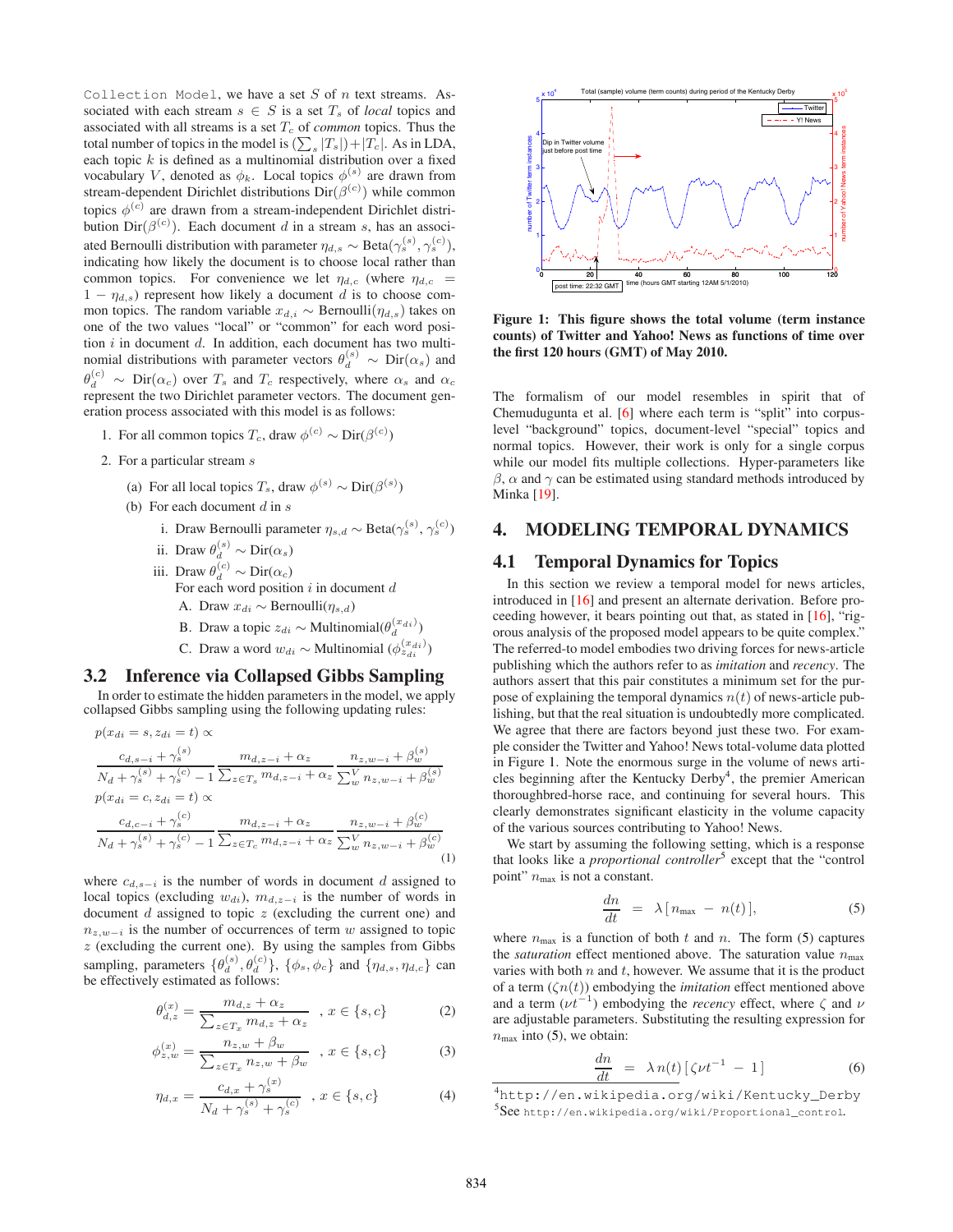Collection Model, we have a set $S$ of $n$ text streams. Associated with each stream $s \in S$ is a set $T_s$ of *local* topics and associated with all streams is a set $T_c$ of *common* topics. Thus the total number of topics in the model is $(\sum_s |T_s|)+|T_c|$. As in LDA, each topic $k$ is defined as a multinomial distribution over a fixed vocabulary $V$, denoted as $\phi_k$. Local topics $\phi^{(s)}$ are drawn from stream-dependent Dirichlet distributions $\text{Dir}(\beta^{(c)})$ while common topics $\phi^{(c)}$ are drawn from a stream-independent Dirichlet distribution $\text{Dir}(\beta^{(c)})$. Each document $d$ in a stream $s$, has an associated Bernoulli distribution with parameter $\eta_{d,s} \sim \text{Beta}(\gamma_s^{(s)}, \gamma_s^{(c)})$, indicating how likely the document is to choose local rather than common topics. For convenience we let $\eta_{d,c}$ (where $\eta_{d,c} = 1 - \eta_{d,s}$) represent how likely a document $d$ is to choose common topics. The random variable $x_{d,i} \sim \text{Bernoulli}(\eta_{d,s})$ takes on one of the two values "local" or "common" for each word position $i$ in document $d$. In addition, each document has two multinomial distributions with parameter vectors $\theta_d^{(s)} \sim \text{Dir}(\alpha_s)$ and $\theta_d^{(c)} \sim \text{Dir}(\alpha_c)$ over $T_s$ and $T_c$ respectively, where $\alpha_s$ and $\alpha_c$ represent the two Dirichlet parameter vectors. The document generation process associated with this model is as follows:

1. For all common topics $T_c$, draw $\phi^{(c)} \sim \text{Dir}(\beta^{(c)})$
2. For a particular stream $s$
   (a) For all local topics $T_s$, draw $\phi^{(s)} \sim \text{Dir}(\beta^{(s)})$
   (b) For each document $d$ in $s$
      i. Draw Bernoulli parameter $\eta_{s,d} \sim \text{Beta}(\gamma_s^{(s)}, \gamma_s^{(c)})$
      ii. Draw $\theta_d^{(s)} \sim \text{Dir}(\alpha_s)$
      iii. Draw $\theta_d^{(c)} \sim \text{Dir}(\alpha_c)$
      For each word position $i$ in document $d$
         A. Draw $x_{di} \sim \text{Bernoulli}(\eta_{s,d})$
         B. Draw a topic $z_{di} \sim \text{Multinomial}(\theta_d^{(x_{di})})$
         C. Draw a word $w_{di} \sim \text{Multinomial}(\phi_{z_{di}}^{(x_{di})})$

## 3.2 Inference via Collapsed Gibbs Sampling

In order to estimate the hidden parameters in the model, we apply collapsed Gibbs sampling using the following updating rules:

$$
\begin{aligned}
&p(x_{di} = s, z_{di} = t) \propto \\
&\frac{c_{d,s-i} + \gamma_s^{(s)}}{N_d + \gamma_s^{(s)} + \gamma_s^{(c)} - 1} \frac{m_{d,z-i} + \alpha_z}{\sum_{z \in T_s} m_{d,z-i} + \alpha_z} \frac{n_{z,w-i} + \beta_w^{(s)}}{\sum_w^V n_{z,w-i} + \beta_w^{(s)}} \\
&p(x_{di} = c, z_{di} = t) \propto \\
&\frac{c_{d,c-i} + \gamma_s^{(c)}}{N_d + \gamma_s^{(s)} + \gamma_s^{(c)} - 1} \frac{m_{d,z-i} + \alpha_z}{\sum_{z \in T_c} m_{d,z-i} + \alpha_z} \frac{n_{z,w-i} + \beta_w^{(c)}}{\sum_w^V n_{z,w-i} + \beta_w^{(c)}}
\end{aligned}
\tag{1}
$$

where $c_{d,s-i}$ is the number of words in document $d$ assigned to local topics (excluding $w_{di}$), $m_{d,z-i}$ is the number of words in document $d$ assigned to topic $z$ (excluding the current one) and $n_{z,w-i}$ is the number of occurrences of term $w$ assigned to topic $z$ (excluding the current one). By using the samples from Gibbs sampling, parameters $\{\theta_d^{(s)}, \theta_d^{(c)}\}$, $\{\phi_s, \phi_c\}$ and $\{\eta_{d,s}, \eta_{d,c}\}$ can be effectively estimated as follows:

$$
\theta_{d,z}^{(x)} = \frac{m_{d,z} + \alpha_z}{\sum_{z \in T_x} m_{d,z} + \alpha_z} \quad , x \in \{s, c\} \tag{2}
$$

$$
\phi_{z,w}^{(x)} = \frac{n_{z,w} + \beta_w}{\sum_{z \in T_x} n_{z,w} + \beta_w} \quad , x \in \{s, c\} \tag{3}
$$

$$
\eta_{d,x} = \frac{c_{d,x} + \gamma_s^{(x)}}{N_d + \gamma_s^{(s)} + \gamma_s^{(c)}} \quad , x \in \{s, c\} \tag{4}
$$

**Figure 1: This figure shows the total volume (term instance counts) of Twitter and Yahoo! News as functions of time over the first 120 hours (GMT) of May 2010.**

The formalism of our model resembles in spirit that of Chemudugunta et al. [6] where each term is "split" into corpus-level "background" topics, document-level "special" topics and normal topics. However, their work is only for a single corpus while our model fits multiple collections. Hyper-parameters like $\beta$, $\alpha$ and $\gamma$ can be estimated using standard methods introduced by Minka [19].

# 4. MODELING TEMPORAL DYNAMICS

## 4.1 Temporal Dynamics for Topics

In this section we review a temporal model for news articles, introduced in [16] and present an alternate derivation. Before proceeding however, it bears pointing out that, as stated in [16], "rigorous analysis of the proposed model appears to be quite complex." The referred-to model embodies two driving forces for news-article publishing which the authors refer to as *imitation* and *recency*. The authors assert that this pair constitutes a minimum set for the purpose of explaining the temporal dynamics $n(t)$ of news-article publishing, but that the real situation is undoubtedly more complicated. We agree that there are factors beyond just these two. For example consider the Twitter and Yahoo! News total-volume data plotted in Figure 1. Note the enormous surge in the volume of news articles beginning after the Kentucky Derby[4], the premier American thoroughbred-horse race, and continuing for several hours. This clearly demonstrates significant elasticity in the volume capacity of the various sources contributing to Yahoo! News.

We start by assuming the following setting, which is a response that looks like a *proportional controller*[5] except that the "control point" $n_{\text{max}}$ is not a constant.

$$
\frac{dn}{dt} = \lambda [n_{\text{max}} - n(t)], \tag{5}
$$

where $n_{\text{max}}$ is a function of both $t$ and $n$. The form (5) captures the *saturation* effect mentioned above. The saturation value $n_{\text{max}}$ varies with both $n$ and $t$, however. We assume that it is the product of a term $(\zeta n(t))$ embodying the *imitation* effect mentioned above and a term $(\nu t^{-1})$ embodying the *recency* effect, where $\zeta$ and $\nu$ are adjustable parameters. Substituting the resulting expression for $n_{\text{max}}$ into (5), we obtain:

$$
\frac{dn}{dt} = \lambda n(t) [\zeta \nu t^{-1} - 1] \tag{6}
$$

[4] http://en.wikipedia.org/wiki/Kentucky_Derby
[5] See http://en.wikipedia.org/wiki/Proportional_control.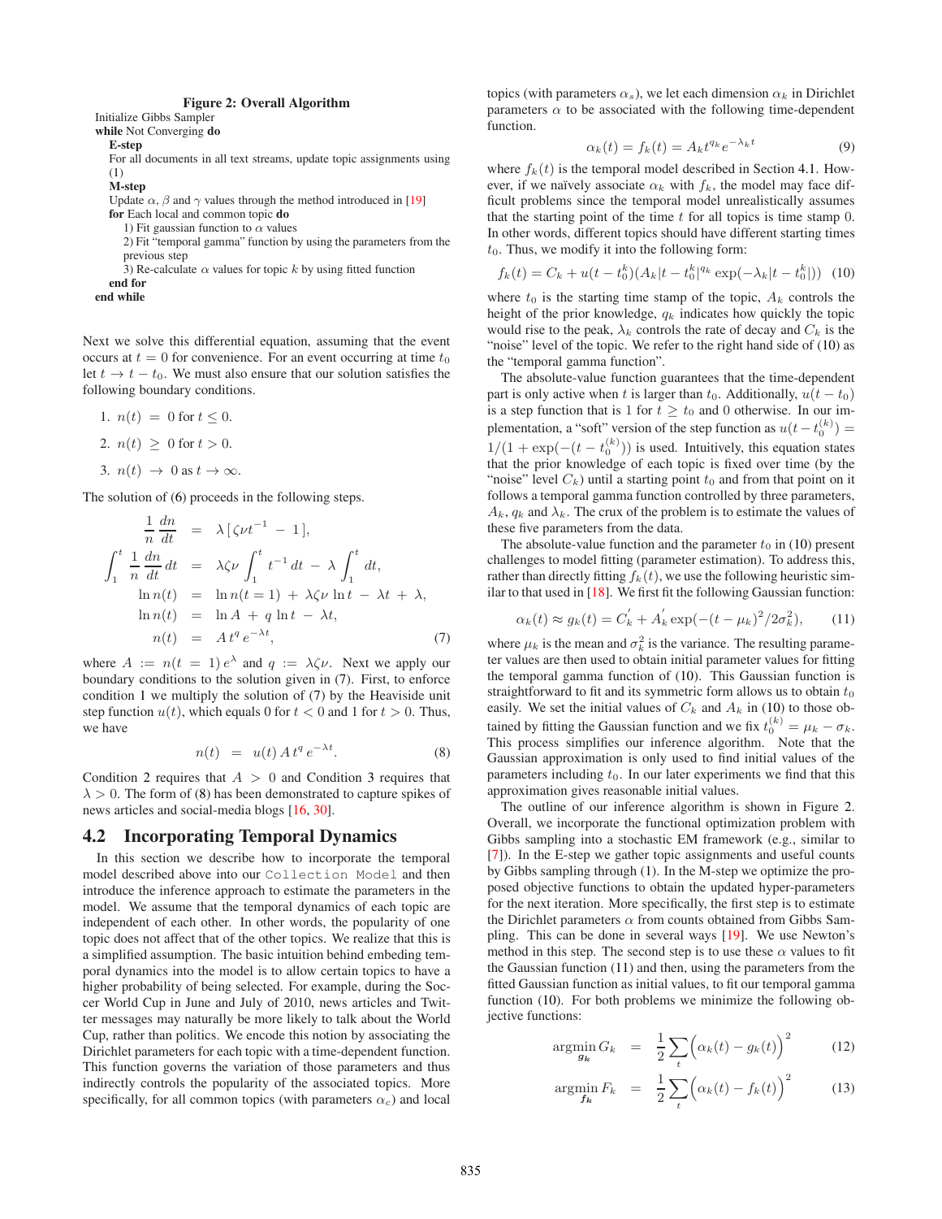**Figure 2: Overall Algorithm**

```
Initialize Gibbs Sampler
while Not Converging do
    E-step
    For all documents in all text streams, update topic assignments using (1)
    M-step
    Update α, β and γ values through the method introduced in [19]
    for Each local and common topic do
        1) Fit gaussian function to α values
        2) Fit "temporal gamma" function by using the parameters from the previous step
        3) Re-calculate α values for topic k by using fitted function
    end for
end while
```

Next we solve this differential equation, assuming that the event occurs at $t = 0$ for convenience. For an event occurring at time $t_0$ let $t \to t - t_0$. We must also ensure that our solution satisfies the following boundary conditions.

1. $n(t) = 0$ for $t \leq 0$.
2. $n(t) \geq 0$ for $t > 0$.
3. $n(t) \to 0$ as $t \to \infty$.

The solution of (6) proceeds in the following steps.

$$
\begin{aligned}
\frac{1}{n}\frac{dn}{dt} &= \lambda\left[\zeta\nu t^{-1} - 1\right], \\
\int_1^t \frac{1}{n}\frac{dn}{dt}\,dt &= \lambda\zeta\nu \int_1^t t^{-1}\,dt - \lambda\int_1^t dt, \\
\ln n(t) &= \ln n(t=1) + \lambda\zeta\nu \ln t - \lambda t + \lambda, \\
\ln n(t) &= \ln A + q \ln t - \lambda t, \\
n(t) &= A\,t^q\,e^{-\lambda t},
\end{aligned} \tag{7}
$$

where $A := n(t = 1)\,e^{\lambda}$ and $q := \lambda\zeta\nu$. Next we apply our boundary conditions to the solution given in (7). First, to enforce condition 1 we multiply the solution of (7) by the Heaviside unit step function $u(t)$, which equals 0 for $t < 0$ and 1 for $t > 0$. Thus, we have

$$n(t) = u(t)\,A\,t^q\,e^{-\lambda t}. \tag{8}$$

Condition 2 requires that $A > 0$ and Condition 3 requires that $\lambda > 0$. The form of (8) has been demonstrated to capture spikes of news articles and social-media blogs [16, 30].

## 4.2 Incorporating Temporal Dynamics

In this section we describe how to incorporate the temporal model described above into our Collection Model and then introduce the inference approach to estimate the parameters in the model. We assume that the temporal dynamics of each topic are independent of each other. In other words, the popularity of one topic does not affect that of the other topics. We realize that this is a simplified assumption. The basic intuition behind embeding temporal dynamics into the model is to allow certain topics to have a higher probability of being selected. For example, during the Soccer World Cup in June and July of 2010, news articles and Twitter messages may naturally be more likely to talk about the World Cup, rather than politics. We encode this notion by associating the Dirichlet parameters for each topic with a time-dependent function. This function governs the variation of those parameters and thus indirectly controls the popularity of the associated topics. More specifically, for all common topics (with parameters $\alpha_c$) and local topics (with parameters $\alpha_s$), we let each dimension $\alpha_k$ in Dirichlet parameters $\alpha$ to be associated with the following time-dependent function.

$$\alpha_k(t) = f_k(t) = A_k t^{q_k} e^{-\lambda_k t} \tag{9}$$

where $f_k(t)$ is the temporal model described in Section 4.1. However, if we naïvely associate $\alpha_k$ with $f_k$, the model may face difficult problems since the temporal model unrealistically assumes that the starting point of the time $t$ for all topics is time stamp 0. In other words, different topics should have different starting times $t_0$. Thus, we modify it into the following form:

$$f_k(t) = C_k + u(t - t_0^k)(A_k|t - t_0^k|^{q_k}\exp(-\lambda_k|t - t_0^k|)) \tag{10}$$

where $t_0$ is the starting time stamp of the topic, $A_k$ controls the height of the prior knowledge, $q_k$ indicates how quickly the topic would rise to the peak, $\lambda_k$ controls the rate of decay and $C_k$ is the "noise" level of the topic. We refer to the right hand side of (10) as the "temporal gamma function".

The absolute-value function guarantees that the time-dependent part is only active when $t$ is larger than $t_0$. Additionally, $u(t - t_0)$ is a step function that is 1 for $t \geq t_0$ and 0 otherwise. In our implementation, a "soft" version of the step function as $u(t - t_0^{(k)}) = 1/(1 + \exp(-(t - t_0^{(k)}))$ is used. Intuitively, this equation states that the prior knowledge of each topic is fixed over time (by the "noise" level $C_k$) until a starting point $t_0$ and from that point on it follows a temporal gamma function controlled by three parameters, $A_k$, $q_k$ and $\lambda_k$. The crux of the problem is to estimate the values of these five parameters from the data.

The absolute-value function and the parameter $t_0$ in (10) present challenges to model fitting (parameter estimation). To address this, rather than directly fitting $f_k(t)$, we use the following heuristic similar to that used in [18]. We first fit the following Gaussian function:

$$\alpha_k(t) \approx g_k(t) = C_k' + A_k' \exp(-(t - \mu_k)^2/2\sigma_k^2), \tag{11}$$

where $\mu_k$ is the mean and $\sigma_k^2$ is the variance. The resulting parameter values are then used to obtain initial parameter values for fitting the temporal gamma function of (10). This Gaussian function is straightforward to fit and its symmetric form allows us to obtain $t_0$ easily. We set the initial values of $C_k$ and $A_k$ in (10) to those obtained by fitting the Gaussian function and we fix $t_0^{(k)} = \mu_k - \sigma_k$. This process simplifies our inference algorithm. Note that the Gaussian approximation is only used to find initial values of the parameters including $t_0$. In our later experiments we find that this approximation gives reasonable initial values.

The outline of our inference algorithm is shown in Figure 2. Overall, we incorporate the functional optimization problem with Gibbs sampling into a stochastic EM framework (e.g., similar to [7]). In the E-step we gather topic assignments and useful counts by Gibbs sampling through (1). In the M-step we optimize the proposed objective functions to obtain the updated hyper-parameters for the next iteration. More specifically, the first step is to estimate the Dirichlet parameters $\alpha$ from counts obtained from Gibbs Sampling. This can be done in several ways [19]. We use Newton's method in this step. The second step is to use these $\alpha$ values to fit the Gaussian function (11) and then, using the parameters from the fitted Gaussian function as initial values, to fit our temporal gamma function (10). For both problems we minimize the following objective functions:

$$\operatorname*{argmin}_{\boldsymbol{g_k}} G_k = \frac{1}{2}\sum_t \Big(\alpha_k(t) - g_k(t)\Big)^2 \tag{12}$$

$$\operatorname*{argmin}_{\boldsymbol{f_k}} F_k = \frac{1}{2}\sum_t \Big(\alpha_k(t) - f_k(t)\Big)^2 \tag{13}$$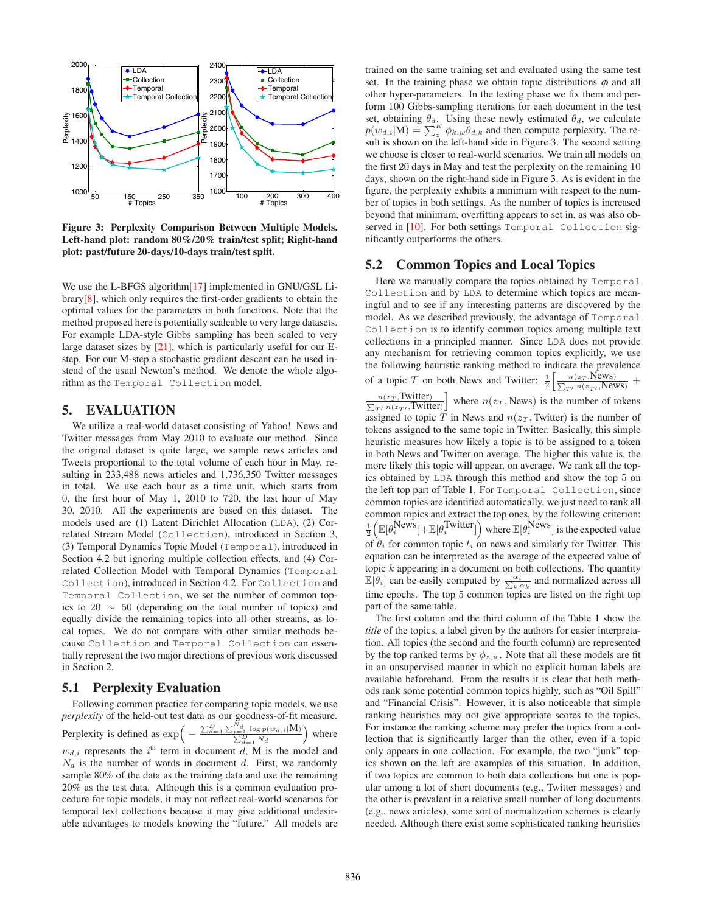Figure 3: Perplexity Comparison Between Multiple Models. Left-hand plot: random 80%/20% train/test split; Right-hand plot: past/future 20-days/10-days train/test split.

We use the L-BFGS algorithm[17] implemented in GNU/GSL Library[8], which only requires the first-order gradients to obtain the optimal values for the parameters in both functions. Note that the method proposed here is potentially scaleable to very large datasets. For example LDA-style Gibbs sampling has been scaled to very large dataset sizes by [21], which is particularly useful for our E-step. For our M-step a stochastic gradient descent can be used instead of the usual Newton's method. We denote the whole algorithm as the `Temporal Collection` model.

## 5. EVALUATION

We utilize a real-world dataset consisting of Yahoo! News and Twitter messages from May 2010 to evaluate our method. Since the original dataset is quite large, we sample news articles and Tweets proportional to the total volume of each hour in May, resulting in 233,488 news articles and 1,736,350 Twitter messages in total. We use each hour as a time unit, which starts from 0, the first hour of May 1, 2010 to 720, the last hour of May 30, 2010. All the experiments are based on this dataset. The models used are (1) Latent Dirichlet Allocation (`LDA`), (2) Correlated Stream Model (`Collection`), introduced in Section 3, (3) Temporal Dynamics Topic Model (`Temporal`), introduced in Section 4.2 but ignoring multiple collections effects, and (4) Correlated Collection Model with Temporal Dynamics (`Temporal Collection`), introduced in Section 4.2. For `Collection` and `Temporal Collection`, we set the number of common topics to 20 $\sim$ 50 (depending on the total number of topics) and equally divide the remaining topics into all other streams, as local topics. We do not compare with other similar methods because `Collection` and `Temporal Collection` can essentially represent the two major directions of previous work discussed in Section 2.

### 5.1 Perplexity Evaluation

Following common practice for comparing topic models, we use *perplexity* of the held-out test data as our goodness-of-fit measure. Perplexity is defined as $\exp\left(-\frac{\sum_{d=1}^{D}\sum_{i=1}^{N_d}\log p(w_{d,i}|\text{M})}{\sum_{d=1}^{D}N_d}\right)$ where $w_{d,i}$ represents the $i^{\text{th}}$ term in document $d$, M is the model and $N_d$ is the number of words in document $d$. First, we randomly sample 80% of the data as the training data and use the remaining 20% as the test data. Although this is a common evaluation procedure for topic models, it may not reflect real-world scenarios for temporal text collections because it may give additional undesirable advantages to models knowing the "future." All models are trained on the same training set and evaluated using the same test set. In the training phase we obtain topic distributions $\phi$ and all other hyper-parameters. In the testing phase we fix them and perform 100 Gibbs-sampling iterations for each document in the test set, obtaining $\theta_d$. Using these newly estimated $\theta_d$, we calculate $p(w_{d,i}|\text{M}) = \sum_z^K \phi_{k,w}\theta_{d,k}$ and then compute perplexity. The result is shown on the left-hand side in Figure 3. The second setting we choose is closer to real-world scenarios. We train all models on the first 20 days in May and test the perplexity on the remaining 10 days, shown on the right-hand side in Figure 3. As is evident in the figure, the perplexity exhibits a minimum with respect to the number of topics in both settings. As the number of topics is increased beyond that minimum, overfitting appears to set in, as was also observed in [10]. For both settings `Temporal Collection` significantly outperforms the others.

### 5.2 Common Topics and Local Topics

Here we manually compare the topics obtained by `Temporal Collection` and by `LDA` to determine which topics are meaningful and to see if any interesting patterns are discovered by the model. As we described previously, the advantage of `Temporal Collection` is to identify common topics among multiple text collections in a principled manner. Since `LDA` does not provide any mechanism for retrieving common topics explicitly, we use the following heuristic ranking method to indicate the prevalence of a topic $T$ on both News and Twitter: $\frac{1}{2}\left[\frac{n(z_T,\text{News})}{\sum_{T'}n(z_{T'},\text{News})} + \frac{n(z_T,\text{Twitter})}{\sum_{T'}n(z_{T'},\text{Twitter})}\right]$ where $n(z_T,\text{News})$ is the number of tokens assigned to topic $T$ in News and $n(z_T,\text{Twitter})$ is the number of tokens assigned to the same topic in Twitter. Basically, this simple heuristic measures how likely a topic is to be assigned to a token in both News and Twitter on average. The higher this value is, the more likely this topic will appear, on average. We rank all the topics obtained by `LDA` through this method and show the top 5 on the left top part of Table 1. For `Temporal Collection`, since common topics are identified automatically, we just need to rank all common topics and extract the top ones, by the following criterion: $\frac{1}{2}\left(\mathbb{E}[\theta_i^{\text{News}}]+\mathbb{E}[\theta_i^{\text{Twitter}}]\right)$ where $\mathbb{E}[\theta_i^{\text{News}}]$ is the expected value of $\theta_i$ for common topic $t_i$ on news and similarly for Twitter. This equation can be interpreted as the average of the expected value of topic $k$ appearing in a document on both collections. The quantity $\mathbb{E}[\theta_i]$ can be easily computed by $\frac{\alpha_i}{\sum_k \alpha_k}$ and normalized across all time epochs. The top 5 common topics are listed on the right top part of the same table.

The first column and the third column of the Table 1 show the *title* of the topics, a label given by the authors for easier interpretation. All topics (the second and the fourth column) are represented by the top ranked terms by $\phi_{z,w}$. Note that all these models are fit in an unsupervised manner in which no explicit human labels are available beforehand. From the results it is clear that both methods rank some potential common topics highly, such as "Oil Spill" and "Financial Crisis". However, it is also noticeable that simple ranking heuristics may not give appropriate scores to the topics. For instance the ranking scheme may prefer the topics from a collection that is significantly larger than the other, even if a topic only appears in one collection. For example, the two "junk" topics shown on the left are examples of this situation. In addition, if two topics are common to both data collections but one is popular among a lot of short documents (e.g., Twitter messages) and the other is prevalent in a relative small number of long documents (e.g., news articles), some sort of normalization schemes is clearly needed. Although there exist some sophisticated ranking heuristics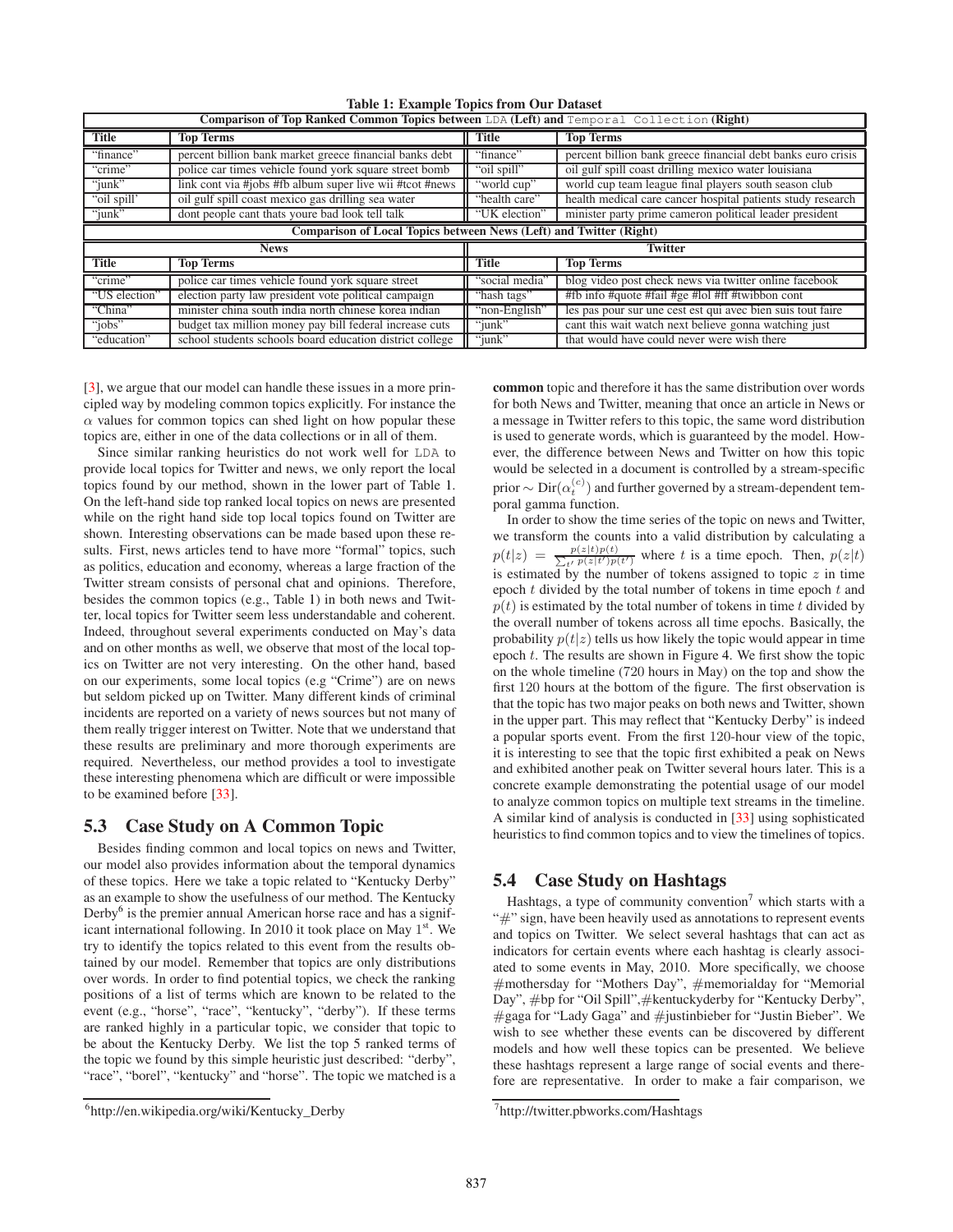**Table 1: Example Topics from Our Dataset**

| Comparison of Top Ranked Common Topics between LDA (Left) and Temporal Collection (Right) | | | |
|---|---|---|---|
| **Title** | **Top Terms** | **Title** | **Top Terms** |
| "finance" | percent billion bank market greece financial banks debt | "finance" | percent billion bank greece financial debt banks euro crisis |
| "crime" | police car times vehicle found york square street bomb | "oil spill" | oil gulf spill coast drilling mexico water louisiana |
| "junk" | link cont via #jobs #fb album super live wii #tcot #news | "world cup" | world cup team league final players south season club |
| "oil spill" | oil gulf spill coast mexico gas drilling sea water | "health care" | health medical care cancer hospital patients study research |
| "junk" | dont people cant thats youre bad look tell talk | "UK election" | minister party prime cameron political leader president |
| **Comparison of Local Topics between News (Left) and Twitter (Right)** | | | |
| **News** | | **Twitter** | |
| **Title** | **Top Terms** | **Title** | **Top Terms** |
| "crime" | police car times vehicle found york square street | "social media" | blog video post check news via twitter online facebook |
| "US election" | election party law president vote political campaign | "hash tags" | #fb info #quote #fail #ge #lol #ff #twibbon cont |
| "China" | minister china south india north chinese korea indian | "non-English" | les pas pour sur une cest est qui avec bien suis tout faire |
| "jobs" | budget tax million money pay bill federal increase cuts | "junk" | cant this wait watch next believe gonna watching just |
| "education" | school students schools board education district college | "junk" | that would have could never were wish there |

[3], we argue that our model can handle these issues in a more principled way by modeling common topics explicitly. For instance the $\alpha$ values for common topics can shed light on how popular these topics are, either in one of the data collections or in all of them.

Since similar ranking heuristics do not work well for LDA to provide local topics for Twitter and news, we only report the local topics found by our method, shown in the lower part of Table 1. On the left-hand side top ranked local topics on news are presented while on the right hand side top local topics found on Twitter are shown. Interesting observations can be made based upon these results. First, news articles tend to have more "formal" topics, such as politics, education and economy, whereas a large fraction of the Twitter stream consists of personal chat and opinions. Therefore, besides the common topics (e.g., Table 1) in both News and Twitter, local topics for Twitter seem less understandable and coherent. Indeed, throughout several experiments conducted on May's data and on other months as well, we observe that most of the local topics on Twitter are not very interesting. On the other hand, based on our experiments, some local topics (e.g "Crime") are on news but seldom picked up on Twitter. Many different kinds of criminal incidents are reported on a variety of news sources but not many of them really trigger interest on Twitter. Note that we understand that these results are preliminary and more thorough experiments are required. Nevertheless, our method provides a tool to investigate these interesting phenomena which are difficult or were impossible to be examined before [33].

## 5.3 Case Study on A Common Topic

Besides finding common and local topics on news and Twitter, our model also provides information about the temporal dynamics of these topics. Here we take a topic related to "Kentucky Derby" as an example to show the usefulness of our method. The Kentucky Derby[6] is the premier annual American horse race and has a significant international following. In 2010 it took place on May 1st. We try to identify the topics related to this event from the results obtained by our model. Remember that topics are only distributions over words. In order to find potential topics, we check the ranking positions of a list of terms which are known to be related to the event (e.g., "horse", "race", "kentucky", "derby"). If these terms are ranked highly in a particular topic, we consider that topic to be about the Kentucky Derby. We list the top 5 ranked terms of the topic we found by this simple heuristic just described: "derby", "race", "borel", "kentucky" and "horse". The topic we matched is a **common** topic and therefore it has the same distribution over words for both News and Twitter, meaning that once an article in News or a message in Twitter refers to this topic, the same word distribution is used to generate words, which is guaranteed by the model. However, the difference between News and Twitter on how this topic would be selected in a document is controlled by a stream-specific prior $\sim \text{Dir}(\alpha_t^{(c)})$ and further governed by a stream-dependent temporal gamma function.

In order to show the time series of the topic on news and Twitter, we transform the counts into a valid distribution by calculating a $p(t|z) = \frac{p(z|t)p(t)}{\sum_{t'} p(z|t')p(t')}$ where $t$ is a time epoch. Then, $p(z|t)$ is estimated by the number of tokens assigned to topic $z$ in time epoch $t$ divided by the total number of tokens in time epoch $t$ and $p(t)$ is estimated by the total number of tokens in time $t$ divided by the overall number of tokens across all time epochs. Basically, the probability $p(t|z)$ tells us how likely the topic would appear in time epoch $t$. The results are shown in Figure 4. We first show the topic on the whole timeline (720 hours in May) on the top and show the first 120 hours at the bottom of the figure. The first observation is that the topic has two major peaks on both news and Twitter, shown in the upper part. This may reflect that "Kentucky Derby" is indeed a popular sports event. From the first 120-hour view of the topic, it is interesting to see that the topic first exhibited a peak on News and exhibited another peak on Twitter several hours later. This is a concrete example demonstrating the potential usage of our model to analyze common topics on multiple text streams in the timeline. A similar kind of analysis is conducted in [33] using sophisticated heuristics to find common topics and to view the timelines of topics.

## 5.4 Case Study on Hashtags

Hashtags, a type of community convention[7] which starts with a "#" sign, have been heavily used as annotations to represent events and topics on Twitter. We select several hashtags that can act as indicators for certain events where each hashtag is clearly associated to some events in May, 2010. More specifically, we choose #mothersday for "Mothers Day", #memorialday for "Memorial Day", #bp for "Oil Spill",#kentuckyderby for "Kentucky Derby", #gaga for "Lady Gaga" and #justinbieber for "Justin Bieber". We wish to see whether these events can be discovered by different models and how well these topics can be presented. We believe these hashtags represent a large range of social events and therefore are representative. In order to make a fair comparison, we

[6]http://en.wikipedia.org/wiki/Kentucky_Derby

[7]http://twitter.pbworks.com/Hashtags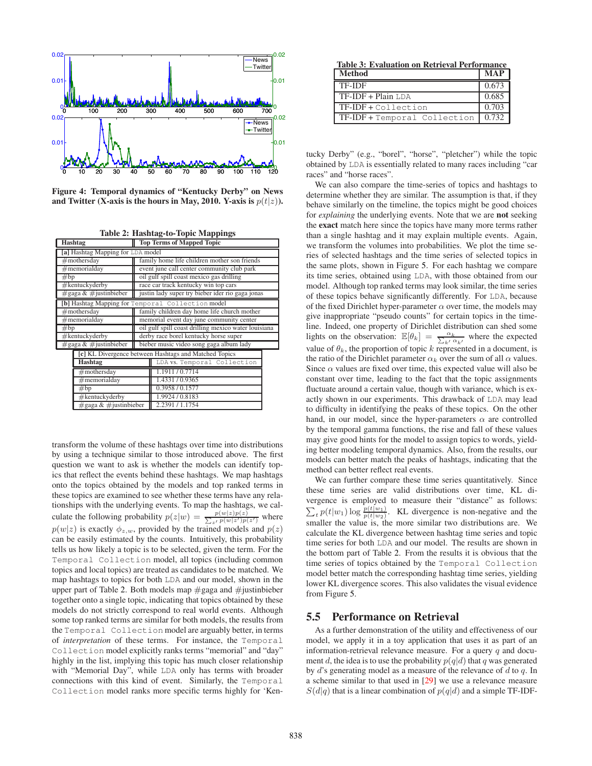Figure 4: Temporal dynamics of "Kentucky Derby" on News and Twitter (X-axis is the hours in May, 2010. Y-axis is $p(t|z)$).

Table 2: Hashtag-to-Topic Mappings

| Hashtag | Top Terms of Mapped Topic |
|---|---|
| **[a]** Hashtag Mapping for LDA model | |
| #mothersday | family home life children mother son friends |
| #memorialday | event june call center community club park |
| #bp | oil gulf spill coast mexico gas drilling |
| #kentuckyderby | race car track kentucky win top cars |
| #gaga & #justinbieber | justin lady super try bieber ider rio gaga jonas |
| **[b]** Hashtag Mapping for Temporal Collection model | |
| #mothersday | family children day home life church mother |
| #memorialday | memorial event day june community center |
| #bp | oil gulf spill coast drilling mexico water louisiana |
| #kentuckyderby | derby race borel kentucky horse super |
| #gaga & #justinbieber | bieber music video song gaga album lady |

**[c]** KL Divergence between Hashtags and Matched Topics

| Hashtag | LDA vs. Temporal Collection |
|---|---|
| #mothersday | 1.1911 / 0.7714 |
| #memorialday | 1.4331 / 0.9365 |
| #bp | 0.3958 / 0.1577 |
| #kentuckyderby | 1.9924 / 0.8183 |
| #gaga & #justinbieber | 2.2391 / 1.1754 |

transform the volume of these hashtags over time into distributions by using a technique similar to those introduced above. The first question we want to ask is whether the models can identify topics that reflect the events behind these hashtags. We map hashtags onto the topics obtained by the models and top ranked terms in these topics are examined to see whether these terms have any relationships with the underlying events. To map the hashtags, we calculate the following probability $p(z|w) = \frac{p(w|z)p(z)}{\sum_{z'} p(w|z')p(z')}$ where $p(w|z)$ is exactly $\phi_{z,w}$, provided by the trained models and $p(z)$ can be easily estimated by the counts. Intuitively, this probability tells us how likely a topic is to be selected, given the term. For the Temporal Collection model, all topics (including common topics and local topics) are treated as candidates to be matched. We map hashtags to topics for both LDA and our model, shown in the upper part of Table 2. Both models map #gaga and #justinbieber together onto a single topic, indicating that topics obtained by these models do not strictly correspond to real world events. Although some top ranked terms are similar for both models, the results from the Temporal Collection model are arguably better, in terms of *interpretation* of these terms. For instance, the Temporal Collection model explicitly ranks terms "memorial" and "day" highly in the list, implying this topic has much closer relationship with "Memorial Day", while LDA only has terms with broader connections with this kind of event. Similarly, the Temporal Collection model ranks more specific terms highly for 'Kentucky Derby" (e.g., "borel", "horse", "pletcher") while the topic obtained by LDA is essentially related to many races including "car races" and "horse races".

We can also compare the time-series of topics and hashtags to determine whether they are similar. The assumption is that, if they behave similarly on the timeline, the topics might be good choices for *explaining* the underlying events. Note that we are **not** seeking the **exact** match here since the topics have many more terms rather than a single hashtag and it may explain multiple events. Again, we transform the volumes into probabilities. We plot the time series of selected hashtags and the time series of selected topics in the same plots, shown in Figure 5. For each hashtag we compare its time series, obtained using LDA, with those obtained from our model. Although top ranked terms may look similar, the time series of these topics behave significantly differently. For LDA, because of the fixed Dirichlet hyper-parameter $\alpha$ over time, the models may give inappropriate "pseudo counts" for certain topics in the timeline. Indeed, one property of Dirichlet distribution can shed some lights on the observation: $\mathbb{E}[\theta_k] = \frac{\alpha_k}{\sum_{k'} \alpha_{k'}}$ where the expected value of $\theta_k$, the proportion of topic $k$ represented in a document, is the ratio of the Dirichlet parameter $\alpha_k$ over the sum of all $\alpha$ values. Since $\alpha$ values are fixed over time, this expected value will also be constant over time, leading to the fact that the topic assignments fluctuate around a certain value, though with variance, which is exactly shown in our experiments. This drawback of LDA may lead to difficulty in identifying the peaks of these topics. On the other hand, in our model, since the hyper-parameters $\alpha$ are controlled by the temporal gamma functions, the rise and fall of these values may give good hints for the model to assign topics to words, yielding better modeling temporal dynamics. Also, from the results, our models can better match the peaks of hashtags, indicating that the method can better reflect real events.

We can further compare these time series quantitatively. Since these time series are valid distributions over time, KL divergence is employed to measure their "distance" as follows: $\sum_t p(t|w_1) \log \frac{p(t|w_1)}{p(t|w_2)}$. KL divergence is non-negative and the smaller the value is, the more similar two distributions are. We calculate the KL divergence between hashtag time series and topic time series for both LDA and our model. The results are shown in the bottom part of Table 2. From the results it is obvious that the time series of topics obtained by the Temporal Collection model better match the corresponding hashtag time series, yielding lower KL divergence scores. This also validates the visual evidence from Figure 5.

Table 3: Evaluation on Retrieval Performance

| Method | MAP |
|---|---|
| TF-IDF | 0.673 |
| TF-IDF + Plain LDA | 0.685 |
| TF-IDF + Collection | 0.703 |
| TF-IDF + Temporal Collection | 0.732 |

## 5.5 Performance on Retrieval

As a further demonstration of the utility and effectiveness of our model, we apply it in a toy application that uses it as part of an information-retrieval relevance measure. For a query $q$ and document $d$, the idea is to use the probability $p(q|d)$ that $q$ was generated by $d$'s generating model as a measure of the relevance of $d$ to $q$. In a scheme similar to that used in [29] we use a relevance measure $S(d|q)$ that is a linear combination of $p(q|d)$ and a simple TF-IDF-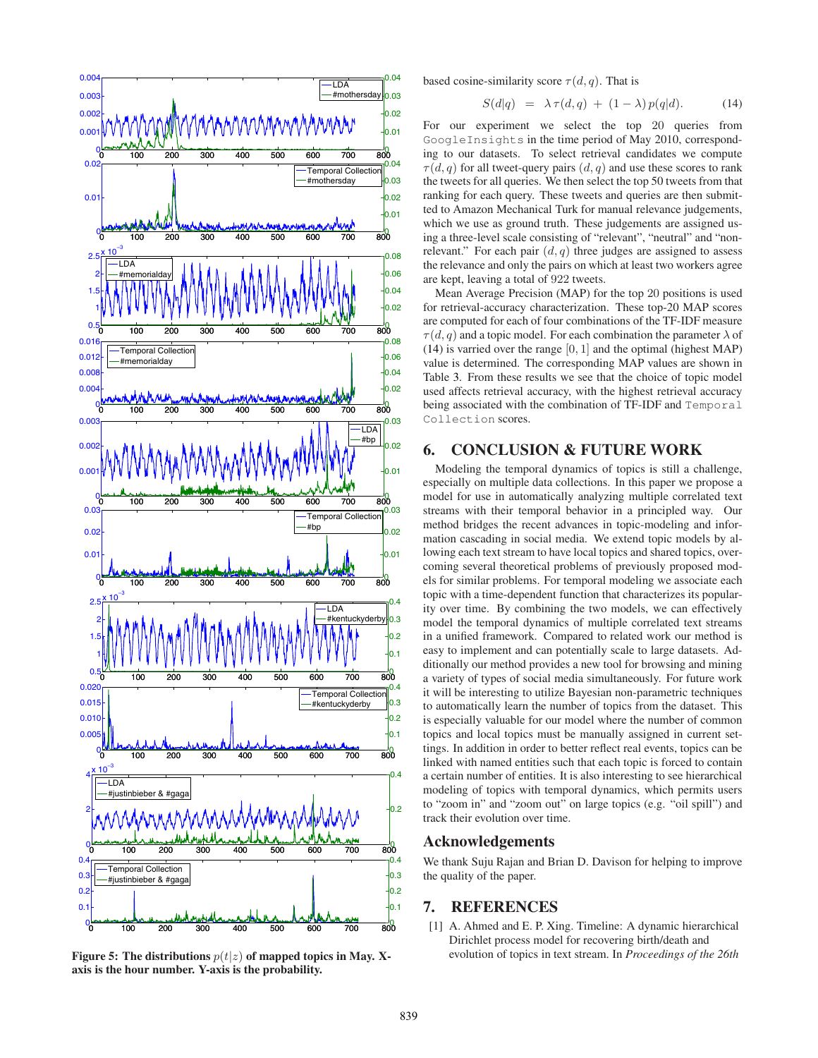Figure 5: The distributions $p(t|z)$ of mapped topics in May. X-axis is the hour number. Y-axis is the probability.

based cosine-similarity score $\tau(d, q)$. That is

$$S(d|q) = \lambda \tau(d, q) + (1 - \lambda) p(q|d). \quad (14)$$

For our experiment we select the top 20 queries from `GoogleInsights` in the time period of May 2010, corresponding to our datasets. To select retrieval candidates we compute $\tau(d, q)$ for all tweet-query pairs $(d, q)$ and use these scores to rank the tweets for all queries. We then select the top 50 tweets from that ranking for each query. These tweets and queries are then submitted to Amazon Mechanical Turk for manual relevance judgements, which we use as ground truth. These judgements are assigned using a three-level scale consisting of "relevant", "neutral" and "non-relevant." For each pair $(d, q)$ three judges are assigned to assess the relevance and only the pairs on which at least two workers agree are kept, leaving a total of 922 tweets.

Mean Average Precision (MAP) for the top 20 positions is used for retrieval-accuracy characterization. These top-20 MAP scores are computed for each of four combinations of the TF-IDF measure $\tau(d, q)$ and a topic model. For each combination the parameter $\lambda$ of (14) is varied over the range $[0, 1]$ and the optimal (highest MAP) value is determined. The corresponding MAP values are shown in Table 3. From these results we see that the choice of topic model used affects retrieval accuracy, with the highest retrieval accuracy being associated with the combination of TF-IDF and `Temporal Collection` scores.

## 6. CONCLUSION & FUTURE WORK

Modeling the temporal dynamics of topics is still a challenge, especially on multiple data collections. In this paper we propose a model for use in automatically analyzing multiple correlated text streams with their temporal behavior in a principled way. Our method bridges the recent advances in topic-modeling and information cascading in social media. We extend topic models by allowing each text stream to have local topics and shared topics, overcoming several theoretical problems of previously proposed models for similar problems. For temporal modeling we associate each topic with a time-dependent function that characterizes its popularity over time. By combining the two models, we can effectively model the temporal dynamics of multiple correlated text streams in a unified framework. Compared to related work our method is easy to implement and can potentially scale to large datasets. Additionally our method provides a new tool for browsing and mining a variety of types of social media simultaneously. For future work it will be interesting to utilize Bayesian non-parametric techniques to automatically learn the number of topics from the dataset. This is especially valuable for our model where the number of common topics and local topics must be manually assigned in current settings. In addition in order to better reflect real events, topics can be linked with named entities such that each topic is forced to contain a certain number of entities. It is also interesting to see hierarchical modeling of topics with temporal dynamics, which permits users to "zoom in" and "zoom out" on large topics (e.g. "oil spill") and track their evolution over time.

## Acknowledgements

We thank Suju Rajan and Brian D. Davison for helping to improve the quality of the paper.

## 7. REFERENCES

[1] A. Ahmed and E. P. Xing. Timeline: A dynamic hierarchical Dirichlet process model for recovering birth/death and evolution of topics in text stream. In *Proceedings of the 26th*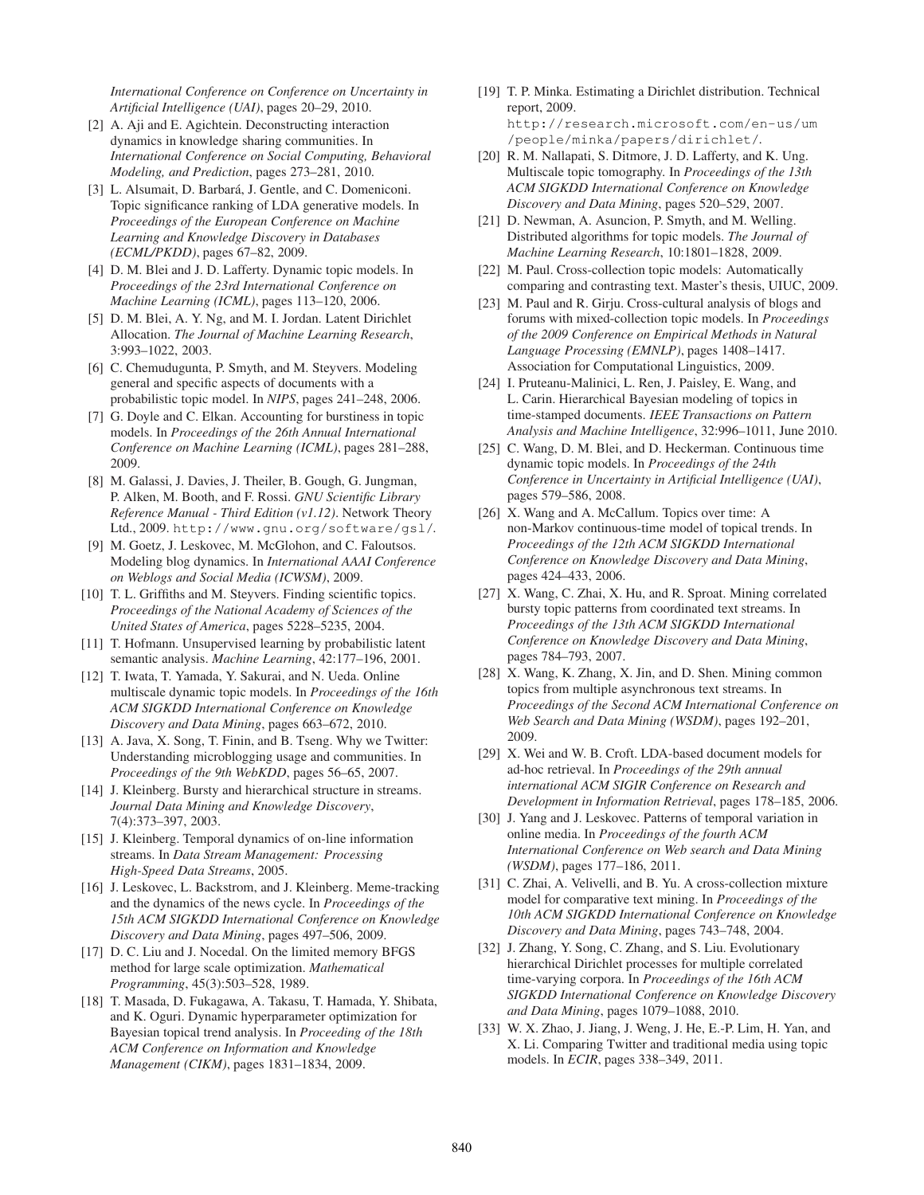*International Conference on Conference on Uncertainty in Artificial Intelligence (UAI)*, pages 20–29, 2010.

[2] A. Aji and E. Agichtein. Deconstructing interaction dynamics in knowledge sharing communities. In *International Conference on Social Computing, Behavioral Modeling, and Prediction*, pages 273–281, 2010.

[3] L. Alsumait, D. Barbará, J. Gentle, and C. Domeniconi. Topic significance ranking of LDA generative models. In *Proceedings of the European Conference on Machine Learning and Knowledge Discovery in Databases (ECML/PKDD)*, pages 67–82, 2009.

[4] D. M. Blei and J. D. Lafferty. Dynamic topic models. In *Proceedings of the 23rd International Conference on Machine Learning (ICML)*, pages 113–120, 2006.

[5] D. M. Blei, A. Y. Ng, and M. I. Jordan. Latent Dirichlet Allocation. *The Journal of Machine Learning Research*, 3:993–1022, 2003.

[6] C. Chemudugunta, P. Smyth, and M. Steyvers. Modeling general and specific aspects of documents with a probabilistic topic model. In *NIPS*, pages 241–248, 2006.

[7] G. Doyle and C. Elkan. Accounting for burstiness in topic models. In *Proceedings of the 26th Annual International Conference on Machine Learning (ICML)*, pages 281–288, 2009.

[8] M. Galassi, J. Davies, J. Theiler, B. Gough, G. Jungman, P. Alken, M. Booth, and F. Rossi. *GNU Scientific Library Reference Manual - Third Edition (v1.12)*. Network Theory Ltd., 2009. `http://www.gnu.org/software/gsl/`.

[9] M. Goetz, J. Leskovec, M. McGlohon, and C. Faloutsos. Modeling blog dynamics. In *International AAAI Conference on Weblogs and Social Media (ICWSM)*, 2009.

[10] T. L. Griffiths and M. Steyvers. Finding scientific topics. *Proceedings of the National Academy of Sciences of the United States of America*, pages 5228–5235, 2004.

[11] T. Hofmann. Unsupervised learning by probabilistic latent semantic analysis. *Machine Learning*, 42:177–196, 2001.

[12] T. Iwata, T. Yamada, Y. Sakurai, and N. Ueda. Online multiscale dynamic topic models. In *Proceedings of the 16th ACM SIGKDD International Conference on Knowledge Discovery and Data Mining*, pages 663–672, 2010.

[13] A. Java, X. Song, T. Finin, and B. Tseng. Why we Twitter: Understanding microblogging usage and communities. In *Proceedings of the 9th WebKDD*, pages 56–65, 2007.

[14] J. Kleinberg. Bursty and hierarchical structure in streams. *Journal Data Mining and Knowledge Discovery*, 7(4):373–397, 2003.

[15] J. Kleinberg. Temporal dynamics of on-line information streams. In *Data Stream Management: Processing High-Speed Data Streams*, 2005.

[16] J. Leskovec, L. Backstrom, and J. Kleinberg. Meme-tracking and the dynamics of the news cycle. In *Proceedings of the 15th ACM SIGKDD International Conference on Knowledge Discovery and Data Mining*, pages 497–506, 2009.

[17] D. C. Liu and J. Nocedal. On the limited memory BFGS method for large scale optimization. *Mathematical Programming*, 45(3):503–528, 1989.

[18] T. Masada, D. Fukagawa, A. Takasu, T. Hamada, Y. Shibata, and K. Oguri. Dynamic hyperparameter optimization for Bayesian topical trend analysis. In *Proceeding of the 18th ACM Conference on Information and Knowledge Management (CIKM)*, pages 1831–1834, 2009.

[19] T. P. Minka. Estimating a Dirichlet distribution. Technical report, 2009. `http://research.microsoft.com/en-us/um/people/minka/papers/dirichlet/`.

[20] R. M. Nallapati, S. Ditmore, J. D. Lafferty, and K. Ung. Multiscale topic tomography. In *Proceedings of the 13th ACM SIGKDD International Conference on Knowledge Discovery and Data Mining*, pages 520–529, 2007.

[21] D. Newman, A. Asuncion, P. Smyth, and M. Welling. Distributed algorithms for topic models. *The Journal of Machine Learning Research*, 10:1801–1828, 2009.

[22] M. Paul. Cross-collection topic models: Automatically comparing and contrasting text. Master's thesis, UIUC, 2009.

[23] M. Paul and R. Girju. Cross-cultural analysis of blogs and forums with mixed-collection topic models. In *Proceedings of the 2009 Conference on Empirical Methods in Natural Language Processing (EMNLP)*, pages 1408–1417. Association for Computational Linguistics, 2009.

[24] I. Pruteanu-Malinici, L. Ren, J. Paisley, E. Wang, and L. Carin. Hierarchical Bayesian modeling of topics in time-stamped documents. *IEEE Transactions on Pattern Analysis and Machine Intelligence*, 32:996–1011, June 2010.

[25] C. Wang, D. M. Blei, and D. Heckerman. Continuous time dynamic topic models. In *Proceedings of the 24th Conference in Uncertainty in Artificial Intelligence (UAI)*, pages 579–586, 2008.

[26] X. Wang and A. McCallum. Topics over time: A non-Markov continuous-time model of topical trends. In *Proceedings of the 12th ACM SIGKDD International Conference on Knowledge Discovery and Data Mining*, pages 424–433, 2006.

[27] X. Wang, C. Zhai, X. Hu, and R. Sproat. Mining correlated bursty topic patterns from coordinated text streams. In *Proceedings of the 13th ACM SIGKDD International Conference on Knowledge Discovery and Data Mining*, pages 784–793, 2007.

[28] X. Wang, K. Zhang, X. Jin, and D. Shen. Mining common topics from multiple asynchronous text streams. In *Proceedings of the Second ACM International Conference on Web Search and Data Mining (WSDM)*, pages 192–201, 2009.

[29] X. Wei and W. B. Croft. LDA-based document models for ad-hoc retrieval. In *Proceedings of the 29th annual international ACM SIGIR Conference on Research and Development in Information Retrieval*, pages 178–185, 2006.

[30] J. Yang and J. Leskovec. Patterns of temporal variation in online media. In *Proceedings of the fourth ACM International Conference on Web search and Data Mining (WSDM)*, pages 177–186, 2011.

[31] C. Zhai, A. Velivelli, and B. Yu. A cross-collection mixture model for comparative text mining. In *Proceedings of the 10th ACM SIGKDD International Conference on Knowledge Discovery and Data Mining*, pages 743–748, 2004.

[32] J. Zhang, Y. Song, C. Zhang, and S. Liu. Evolutionary hierarchical Dirichlet processes for multiple correlated time-varying corpora. In *Proceedings of the 16th ACM SIGKDD International Conference on Knowledge Discovery and Data Mining*, pages 1079–1088, 2010.

[33] W. X. Zhao, J. Jiang, J. Weng, J. He, E.-P. Lim, H. Yan, and X. Li. Comparing Twitter and traditional media using topic models. In *ECIR*, pages 338–349, 2011.